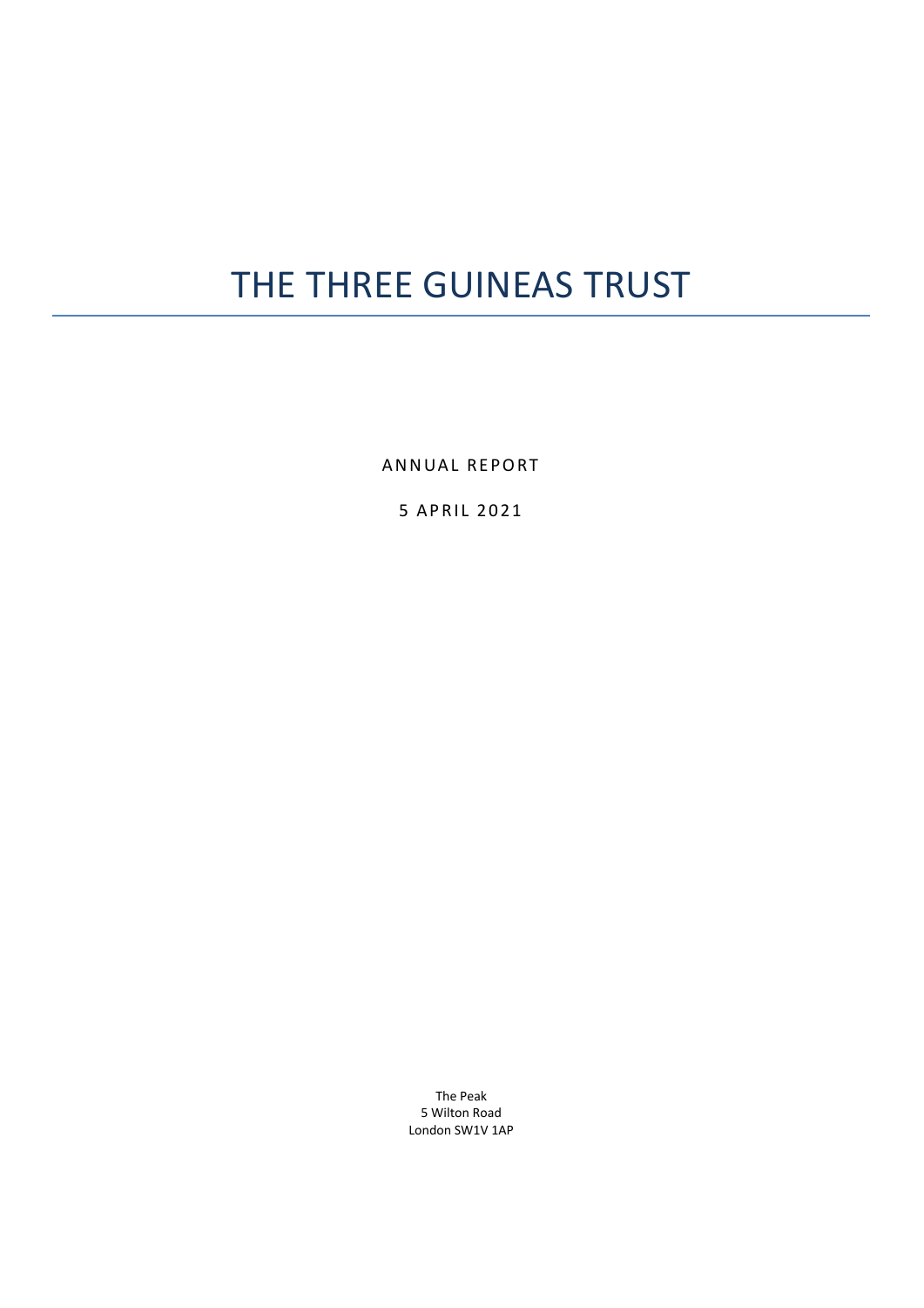# THE THREE GUINEAS TRUST

ANNUAL REPORT

5 APRIL 2021

The Peak
5 Wilton Road
London SW1V 1AP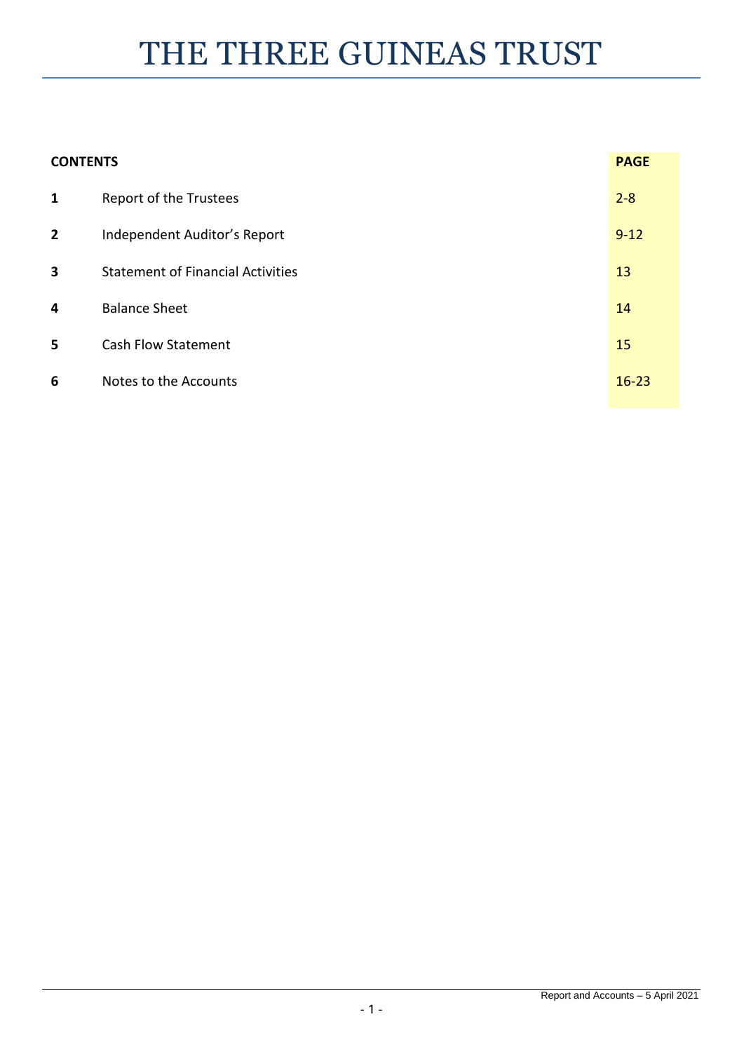# THE THREE GUINEAS TRUST

| CONTENTS | | PAGE |
|---|---|---|
| **1** | Report of the Trustees | 2-8 |
| **2** | Independent Auditor's Report | 9-12 |
| **3** | Statement of Financial Activities | 13 |
| **4** | Balance Sheet | 14 |
| **5** | Cash Flow Statement | 15 |
| **6** | Notes to the Accounts | 16-23 |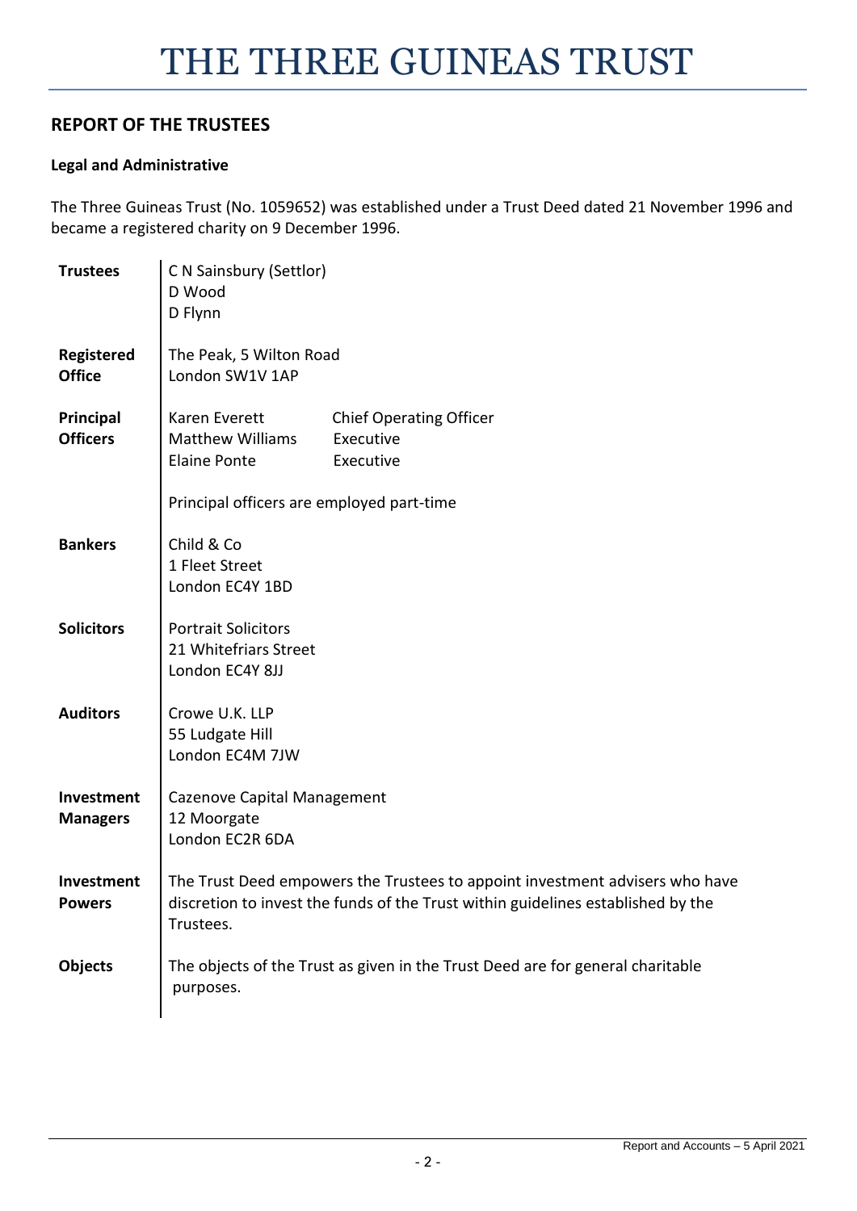# THE THREE GUINEAS TRUST

## REPORT OF THE TRUSTEES

### Legal and Administrative

The Three Guineas Trust (No. 1059652) was established under a Trust Deed dated 21 November 1996 and became a registered charity on 9 December 1996.

| | | |
|---|---|---|
| **Trustees** | C N Sainsbury (Settlor)<br>D Wood<br>D Flynn | |
| **Registered Office** | The Peak, 5 Wilton Road<br>London SW1V 1AP | |
| **Principal Officers** | Karen Everett<br>Matthew Williams<br>Elaine Ponte | Chief Operating Officer<br>Executive<br>Executive |
| | Principal officers are employed part-time | |
| **Bankers** | Child & Co<br>1 Fleet Street<br>London EC4Y 1BD | |
| **Solicitors** | Portrait Solicitors<br>21 Whitefriars Street<br>London EC4Y 8JJ | |
| **Auditors** | Crowe U.K. LLP<br>55 Ludgate Hill<br>London EC4M 7JW | |
| **Investment Managers** | Cazenove Capital Management<br>12 Moorgate<br>London EC2R 6DA | |
| **Investment Powers** | The Trust Deed empowers the Trustees to appoint investment advisers who have discretion to invest the funds of the Trust within guidelines established by the Trustees. | |
| **Objects** | The objects of the Trust as given in the Trust Deed are for general charitable purposes. | |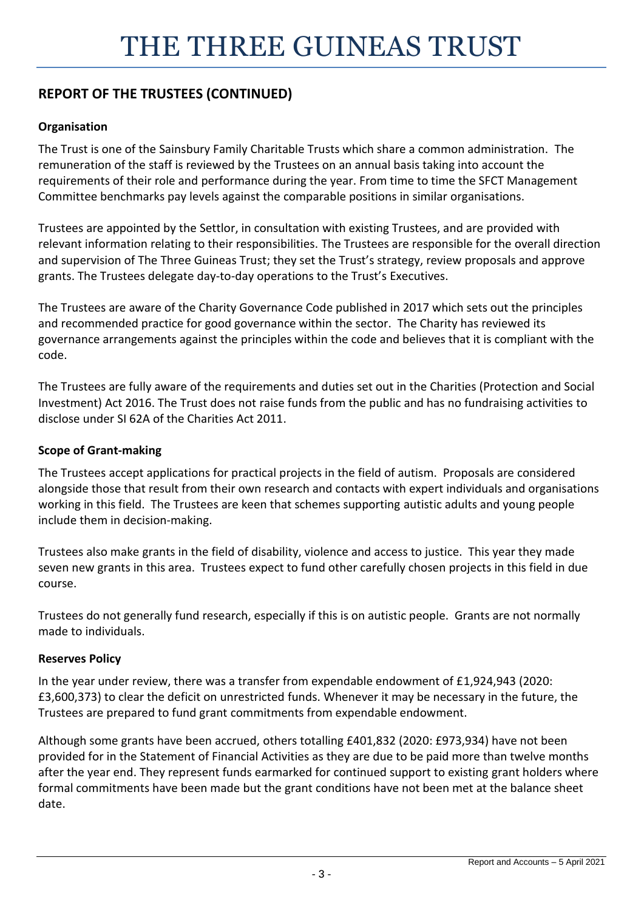## REPORT OF THE TRUSTEES (CONTINUED)

### Organisation

The Trust is one of the Sainsbury Family Charitable Trusts which share a common administration. The remuneration of the staff is reviewed by the Trustees on an annual basis taking into account the requirements of their role and performance during the year. From time to time the SFCT Management Committee benchmarks pay levels against the comparable positions in similar organisations.

Trustees are appointed by the Settlor, in consultation with existing Trustees, and are provided with relevant information relating to their responsibilities. The Trustees are responsible for the overall direction and supervision of The Three Guineas Trust; they set the Trust's strategy, review proposals and approve grants. The Trustees delegate day-to-day operations to the Trust's Executives.

The Trustees are aware of the Charity Governance Code published in 2017 which sets out the principles and recommended practice for good governance within the sector. The Charity has reviewed its governance arrangements against the principles within the code and believes that it is compliant with the code.

The Trustees are fully aware of the requirements and duties set out in the Charities (Protection and Social Investment) Act 2016. The Trust does not raise funds from the public and has no fundraising activities to disclose under SI 62A of the Charities Act 2011.

### Scope of Grant-making

The Trustees accept applications for practical projects in the field of autism. Proposals are considered alongside those that result from their own research and contacts with expert individuals and organisations working in this field. The Trustees are keen that schemes supporting autistic adults and young people include them in decision-making.

Trustees also make grants in the field of disability, violence and access to justice. This year they made seven new grants in this area. Trustees expect to fund other carefully chosen projects in this field in due course.

Trustees do not generally fund research, especially if this is on autistic people. Grants are not normally made to individuals.

### Reserves Policy

In the year under review, there was a transfer from expendable endowment of £1,924,943 (2020: £3,600,373) to clear the deficit on unrestricted funds. Whenever it may be necessary in the future, the Trustees are prepared to fund grant commitments from expendable endowment.

Although some grants have been accrued, others totalling £401,832 (2020: £973,934) have not been provided for in the Statement of Financial Activities as they are due to be paid more than twelve months after the year end. They represent funds earmarked for continued support to existing grant holders where formal commitments have been made but the grant conditions have not been met at the balance sheet date.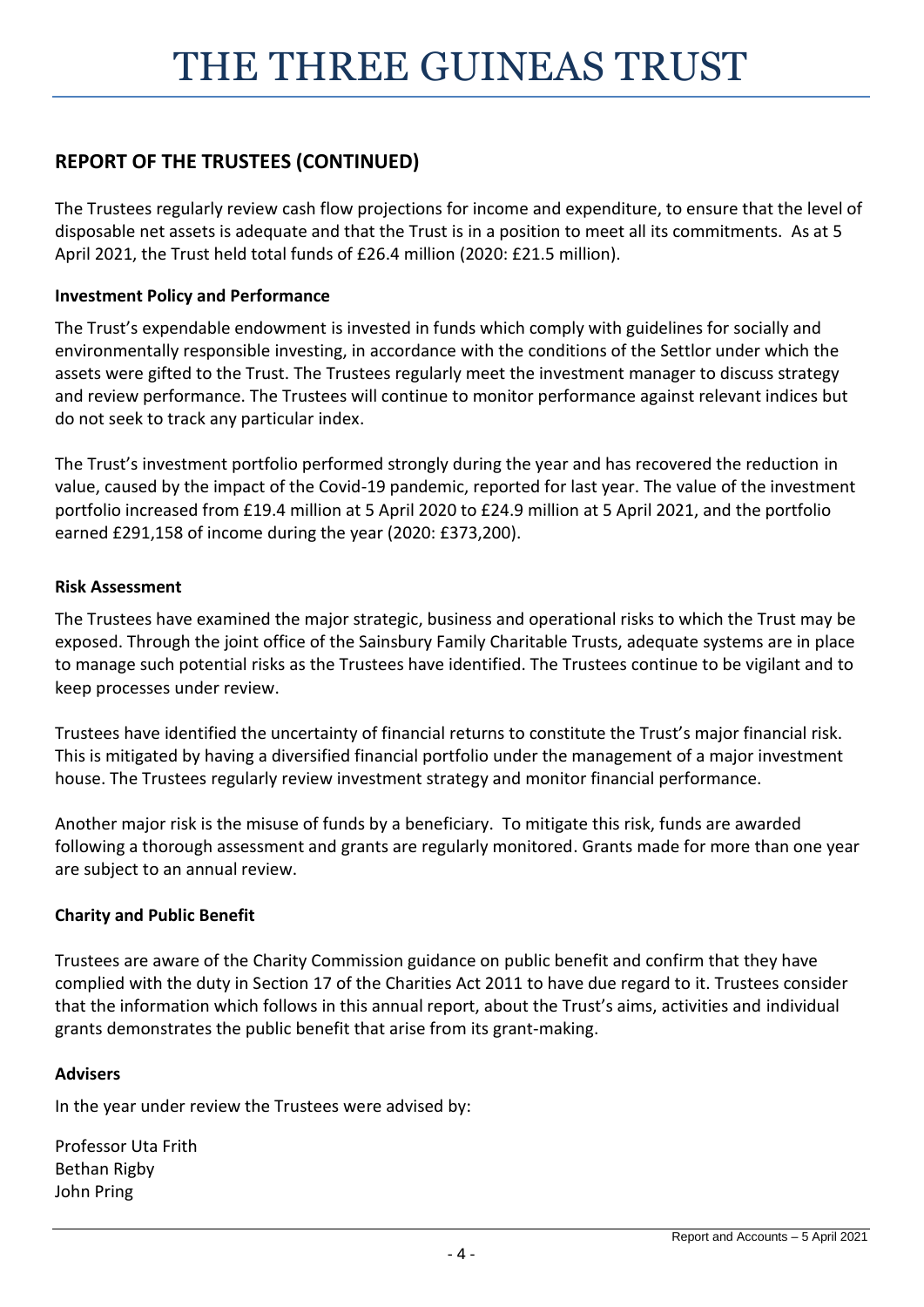## REPORT OF THE TRUSTEES (CONTINUED)

The Trustees regularly review cash flow projections for income and expenditure, to ensure that the level of disposable net assets is adequate and that the Trust is in a position to meet all its commitments. As at 5 April 2021, the Trust held total funds of £26.4 million (2020: £21.5 million).

### Investment Policy and Performance

The Trust's expendable endowment is invested in funds which comply with guidelines for socially and environmentally responsible investing, in accordance with the conditions of the Settlor under which the assets were gifted to the Trust. The Trustees regularly meet the investment manager to discuss strategy and review performance. The Trustees will continue to monitor performance against relevant indices but do not seek to track any particular index.

The Trust's investment portfolio performed strongly during the year and has recovered the reduction in value, caused by the impact of the Covid-19 pandemic, reported for last year. The value of the investment portfolio increased from £19.4 million at 5 April 2020 to £24.9 million at 5 April 2021, and the portfolio earned £291,158 of income during the year (2020: £373,200).

### Risk Assessment

The Trustees have examined the major strategic, business and operational risks to which the Trust may be exposed. Through the joint office of the Sainsbury Family Charitable Trusts, adequate systems are in place to manage such potential risks as the Trustees have identified. The Trustees continue to be vigilant and to keep processes under review.

Trustees have identified the uncertainty of financial returns to constitute the Trust's major financial risk. This is mitigated by having a diversified financial portfolio under the management of a major investment house. The Trustees regularly review investment strategy and monitor financial performance.

Another major risk is the misuse of funds by a beneficiary. To mitigate this risk, funds are awarded following a thorough assessment and grants are regularly monitored. Grants made for more than one year are subject to an annual review.

### Charity and Public Benefit

Trustees are aware of the Charity Commission guidance on public benefit and confirm that they have complied with the duty in Section 17 of the Charities Act 2011 to have due regard to it. Trustees consider that the information which follows in this annual report, about the Trust's aims, activities and individual grants demonstrates the public benefit that arise from its grant-making.

### Advisers

In the year under review the Trustees were advised by:

Professor Uta Frith
Bethan Rigby
John Pring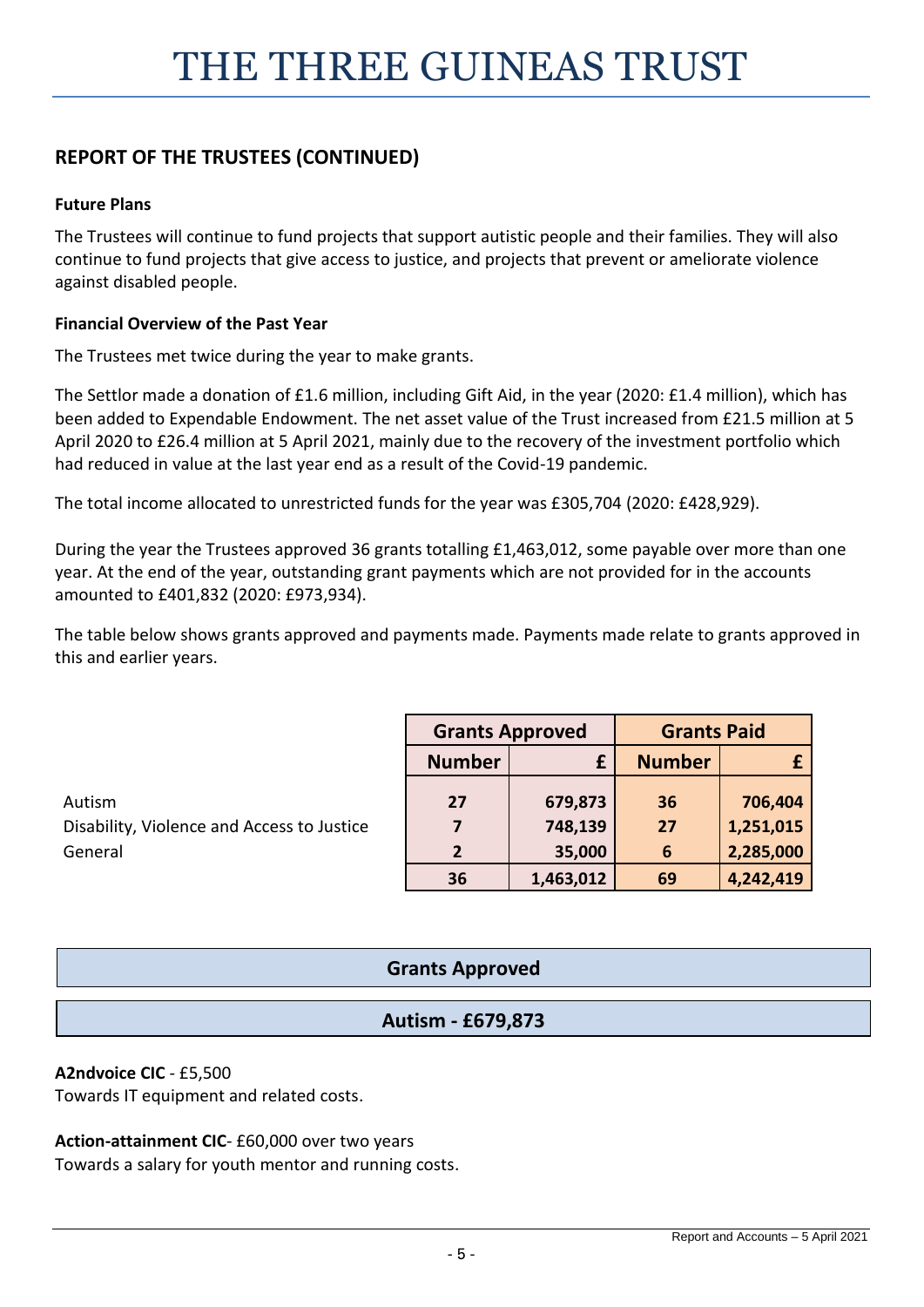# THE THREE GUINEAS TRUST

## REPORT OF THE TRUSTEES (CONTINUED)

### Future Plans

The Trustees will continue to fund projects that support autistic people and their families. They will also continue to fund projects that give access to justice, and projects that prevent or ameliorate violence against disabled people.

### Financial Overview of the Past Year

The Trustees met twice during the year to make grants.

The Settlor made a donation of £1.6 million, including Gift Aid, in the year (2020: £1.4 million), which has been added to Expendable Endowment. The net asset value of the Trust increased from £21.5 million at 5 April 2020 to £26.4 million at 5 April 2021, mainly due to the recovery of the investment portfolio which had reduced in value at the last year end as a result of the Covid-19 pandemic.

The total income allocated to unrestricted funds for the year was £305,704 (2020: £428,929).

During the year the Trustees approved 36 grants totalling £1,463,012, some payable over more than one year. At the end of the year, outstanding grant payments which are not provided for in the accounts amounted to £401,832 (2020: £973,934).

The table below shows grants approved and payments made. Payments made relate to grants approved in this and earlier years.

| | Grants Approved | | Grants Paid | |
|---|---|---|---|---|
| | **Number** | **£** | **Number** | **£** |
| Autism | **27** | **679,873** | **36** | **706,404** |
| Disability, Violence and Access to Justice | **7** | **748,139** | **27** | **1,251,015** |
| General | **2** | **35,000** | **6** | **2,285,000** |
| | **36** | **1,463,012** | **69** | **4,242,419** |

## Grants Approved

### Autism - £679,873

**A2ndvoice CIC** - £5,500
Towards IT equipment and related costs.

**Action-attainment CIC**- £60,000 over two years
Towards a salary for youth mentor and running costs.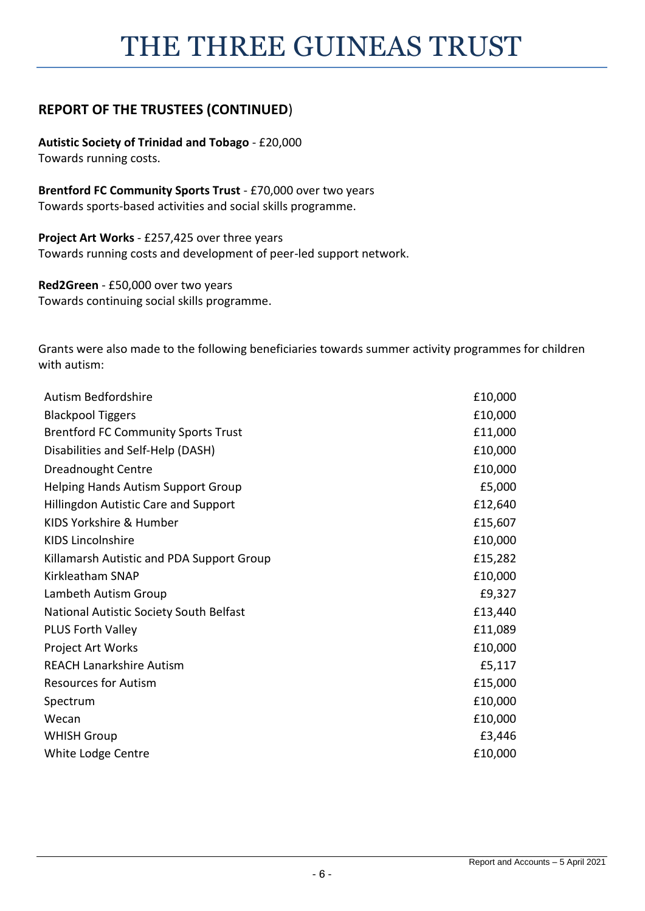## REPORT OF THE TRUSTEES (CONTINUED)

**Autistic Society of Trinidad and Tobago** - £20,000
Towards running costs.

**Brentford FC Community Sports Trust** - £70,000 over two years
Towards sports-based activities and social skills programme.

**Project Art Works** - £257,425 over three years
Towards running costs and development of peer-led support network.

**Red2Green** - £50,000 over two years
Towards continuing social skills programme.

Grants were also made to the following beneficiaries towards summer activity programmes for children with autism:

| | |
|---|---:|
| Autism Bedfordshire | £10,000 |
| Blackpool Tiggers | £10,000 |
| Brentford FC Community Sports Trust | £11,000 |
| Disabilities and Self-Help (DASH) | £10,000 |
| Dreadnought Centre | £10,000 |
| Helping Hands Autism Support Group | £5,000 |
| Hillingdon Autistic Care and Support | £12,640 |
| KIDS Yorkshire & Humber | £15,607 |
| KIDS Lincolnshire | £10,000 |
| Killamarsh Autistic and PDA Support Group | £15,282 |
| Kirkleatham SNAP | £10,000 |
| Lambeth Autism Group | £9,327 |
| National Autistic Society South Belfast | £13,440 |
| PLUS Forth Valley | £11,089 |
| Project Art Works | £10,000 |
| REACH Lanarkshire Autism | £5,117 |
| Resources for Autism | £15,000 |
| Spectrum | £10,000 |
| Wecan | £10,000 |
| WHISH Group | £3,446 |
| White Lodge Centre | £10,000 |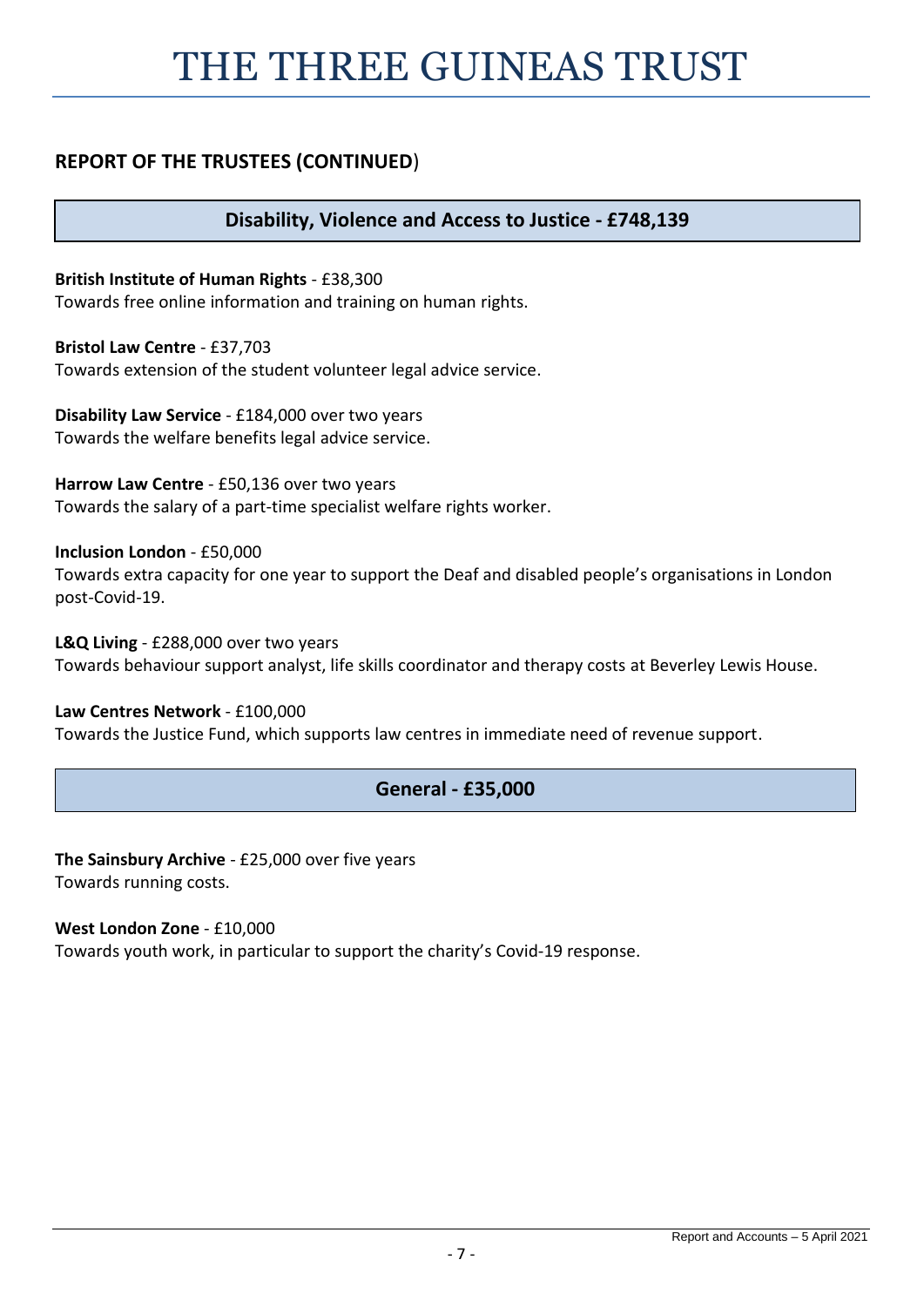## REPORT OF THE TRUSTEES (CONTINUED)

### Disability, Violence and Access to Justice - £748,139

**British Institute of Human Rights** - £38,300
Towards free online information and training on human rights.

**Bristol Law Centre** - £37,703
Towards extension of the student volunteer legal advice service.

**Disability Law Service** - £184,000 over two years
Towards the welfare benefits legal advice service.

**Harrow Law Centre** - £50,136 over two years
Towards the salary of a part-time specialist welfare rights worker.

**Inclusion London** - £50,000
Towards extra capacity for one year to support the Deaf and disabled people's organisations in London post-Covid-19.

**L&Q Living** - £288,000 over two years
Towards behaviour support analyst, life skills coordinator and therapy costs at Beverley Lewis House.

**Law Centres Network** - £100,000
Towards the Justice Fund, which supports law centres in immediate need of revenue support.

### General - £35,000

**The Sainsbury Archive** - £25,000 over five years
Towards running costs.

**West London Zone** - £10,000
Towards youth work, in particular to support the charity's Covid-19 response.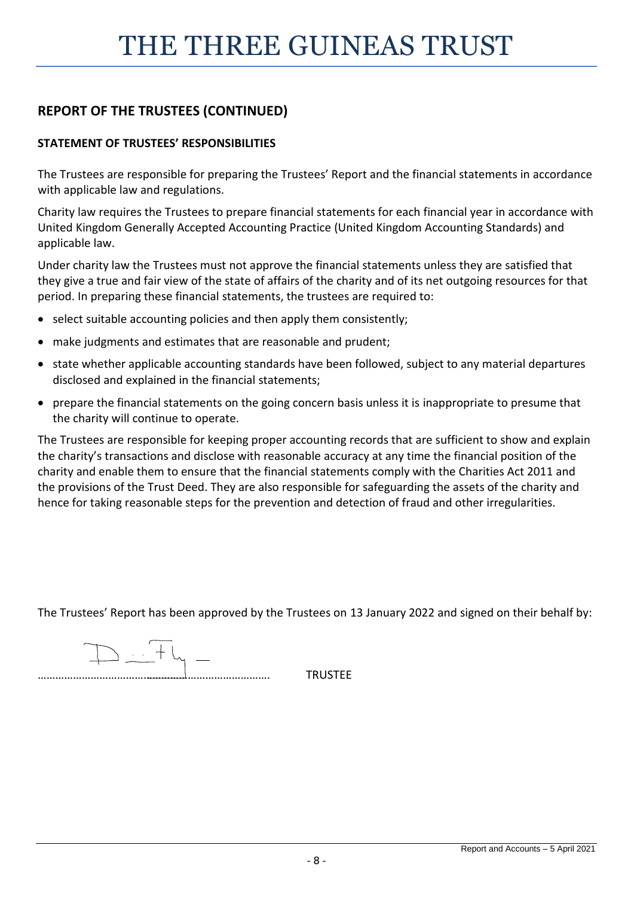## REPORT OF THE TRUSTEES (CONTINUED)

### STATEMENT OF TRUSTEES' RESPONSIBILITIES

The Trustees are responsible for preparing the Trustees' Report and the financial statements in accordance with applicable law and regulations.

Charity law requires the Trustees to prepare financial statements for each financial year in accordance with United Kingdom Generally Accepted Accounting Practice (United Kingdom Accounting Standards) and applicable law.

Under charity law the Trustees must not approve the financial statements unless they are satisfied that they give a true and fair view of the state of affairs of the charity and of its net outgoing resources for that period. In preparing these financial statements, the trustees are required to:

- select suitable accounting policies and then apply them consistently;
- make judgments and estimates that are reasonable and prudent;
- state whether applicable accounting standards have been followed, subject to any material departures disclosed and explained in the financial statements;
- prepare the financial statements on the going concern basis unless it is inappropriate to presume that the charity will continue to operate.

The Trustees are responsible for keeping proper accounting records that are sufficient to show and explain the charity's transactions and disclose with reasonable accuracy at any time the financial position of the charity and enable them to ensure that the financial statements comply with the Charities Act 2011 and the provisions of the Trust Deed. They are also responsible for safeguarding the assets of the charity and hence for taking reasonable steps for the prevention and detection of fraud and other irregularities.

The Trustees' Report has been approved by the Trustees on 13 January 2022 and signed on their behalf by:

……………………………………………………………………………… TRUSTEE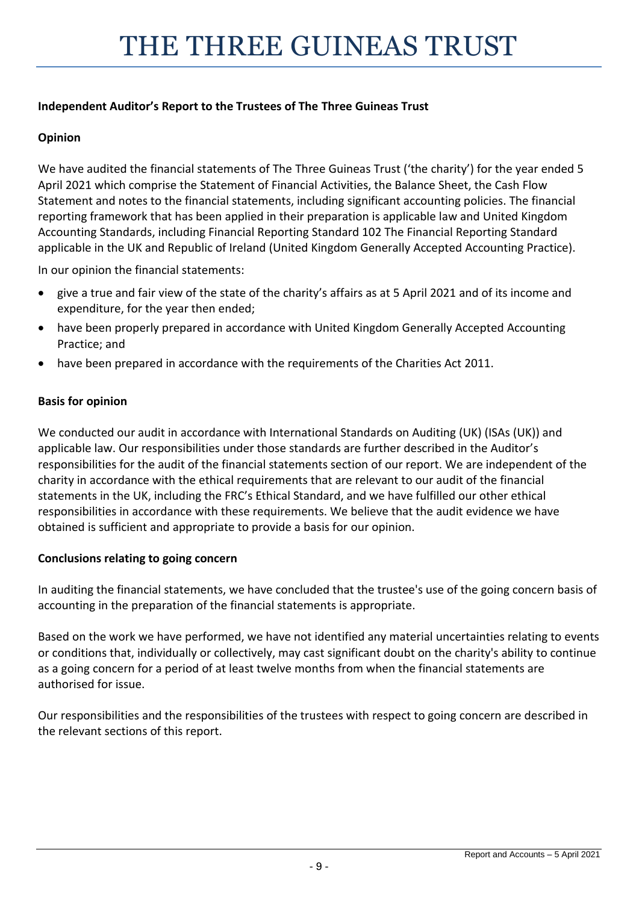## Independent Auditor's Report to the Trustees of The Three Guineas Trust

### Opinion

We have audited the financial statements of The Three Guineas Trust ('the charity') for the year ended 5 April 2021 which comprise the Statement of Financial Activities, the Balance Sheet, the Cash Flow Statement and notes to the financial statements, including significant accounting policies. The financial reporting framework that has been applied in their preparation is applicable law and United Kingdom Accounting Standards, including Financial Reporting Standard 102 The Financial Reporting Standard applicable in the UK and Republic of Ireland (United Kingdom Generally Accepted Accounting Practice).

In our opinion the financial statements:

- give a true and fair view of the state of the charity's affairs as at 5 April 2021 and of its income and expenditure, for the year then ended;
- have been properly prepared in accordance with United Kingdom Generally Accepted Accounting Practice; and
- have been prepared in accordance with the requirements of the Charities Act 2011.

### Basis for opinion

We conducted our audit in accordance with International Standards on Auditing (UK) (ISAs (UK)) and applicable law. Our responsibilities under those standards are further described in the Auditor's responsibilities for the audit of the financial statements section of our report. We are independent of the charity in accordance with the ethical requirements that are relevant to our audit of the financial statements in the UK, including the FRC's Ethical Standard, and we have fulfilled our other ethical responsibilities in accordance with these requirements. We believe that the audit evidence we have obtained is sufficient and appropriate to provide a basis for our opinion.

### Conclusions relating to going concern

In auditing the financial statements, we have concluded that the trustee's use of the going concern basis of accounting in the preparation of the financial statements is appropriate.

Based on the work we have performed, we have not identified any material uncertainties relating to events or conditions that, individually or collectively, may cast significant doubt on the charity's ability to continue as a going concern for a period of at least twelve months from when the financial statements are authorised for issue.

Our responsibilities and the responsibilities of the trustees with respect to going concern are described in the relevant sections of this report.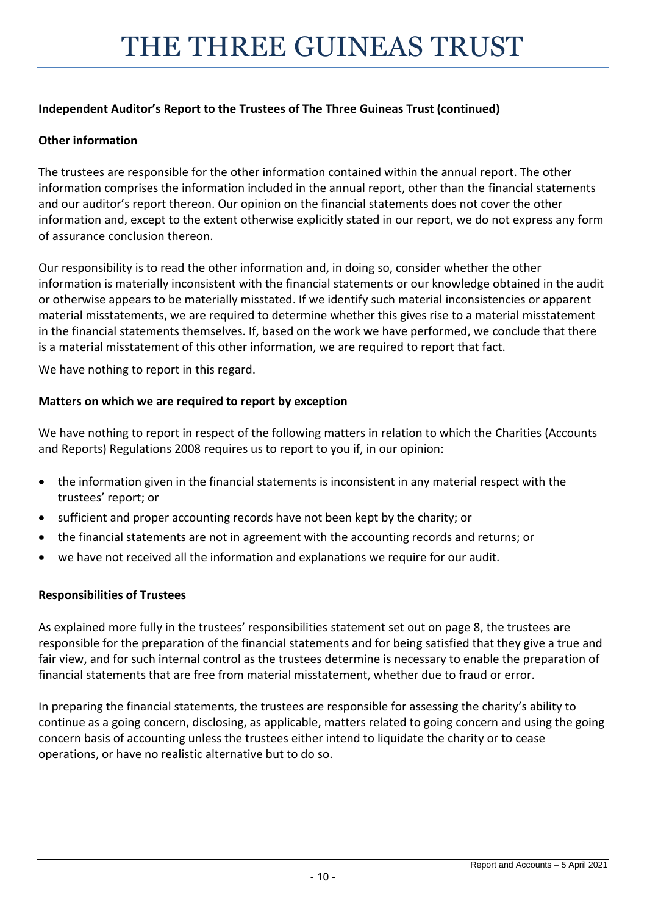**Independent Auditor's Report to the Trustees of The Three Guineas Trust (continued)**

**Other information**

The trustees are responsible for the other information contained within the annual report. The other information comprises the information included in the annual report, other than the financial statements and our auditor's report thereon. Our opinion on the financial statements does not cover the other information and, except to the extent otherwise explicitly stated in our report, we do not express any form of assurance conclusion thereon.

Our responsibility is to read the other information and, in doing so, consider whether the other information is materially inconsistent with the financial statements or our knowledge obtained in the audit or otherwise appears to be materially misstated. If we identify such material inconsistencies or apparent material misstatements, we are required to determine whether this gives rise to a material misstatement in the financial statements themselves. If, based on the work we have performed, we conclude that there is a material misstatement of this other information, we are required to report that fact.

We have nothing to report in this regard.

**Matters on which we are required to report by exception**

We have nothing to report in respect of the following matters in relation to which the Charities (Accounts and Reports) Regulations 2008 requires us to report to you if, in our opinion:

- the information given in the financial statements is inconsistent in any material respect with the trustees' report; or
- sufficient and proper accounting records have not been kept by the charity; or
- the financial statements are not in agreement with the accounting records and returns; or
- we have not received all the information and explanations we require for our audit.

**Responsibilities of Trustees**

As explained more fully in the trustees' responsibilities statement set out on page 8, the trustees are responsible for the preparation of the financial statements and for being satisfied that they give a true and fair view, and for such internal control as the trustees determine is necessary to enable the preparation of financial statements that are free from material misstatement, whether due to fraud or error.

In preparing the financial statements, the trustees are responsible for assessing the charity's ability to continue as a going concern, disclosing, as applicable, matters related to going concern and using the going concern basis of accounting unless the trustees either intend to liquidate the charity or to cease operations, or have no realistic alternative but to do so.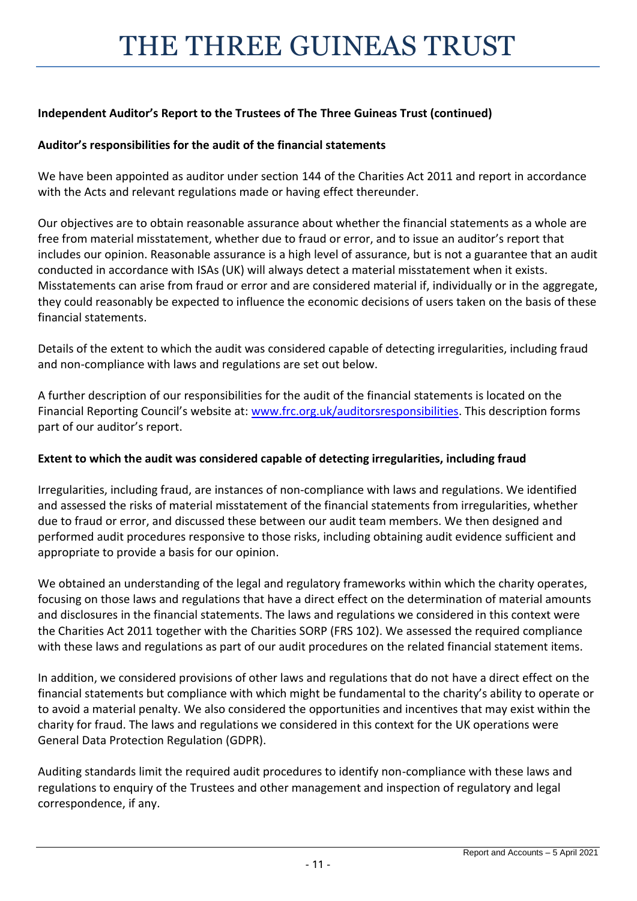**Independent Auditor's Report to the Trustees of The Three Guineas Trust (continued)**

**Auditor's responsibilities for the audit of the financial statements**

We have been appointed as auditor under section 144 of the Charities Act 2011 and report in accordance with the Acts and relevant regulations made or having effect thereunder.

Our objectives are to obtain reasonable assurance about whether the financial statements as a whole are free from material misstatement, whether due to fraud or error, and to issue an auditor's report that includes our opinion. Reasonable assurance is a high level of assurance, but is not a guarantee that an audit conducted in accordance with ISAs (UK) will always detect a material misstatement when it exists. Misstatements can arise from fraud or error and are considered material if, individually or in the aggregate, they could reasonably be expected to influence the economic decisions of users taken on the basis of these financial statements.

Details of the extent to which the audit was considered capable of detecting irregularities, including fraud and non-compliance with laws and regulations are set out below.

A further description of our responsibilities for the audit of the financial statements is located on the Financial Reporting Council's website at: [www.frc.org.uk/auditorsresponsibilities](www.frc.org.uk/auditorsresponsibilities). This description forms part of our auditor's report.

**Extent to which the audit was considered capable of detecting irregularities, including fraud**

Irregularities, including fraud, are instances of non-compliance with laws and regulations. We identified and assessed the risks of material misstatement of the financial statements from irregularities, whether due to fraud or error, and discussed these between our audit team members. We then designed and performed audit procedures responsive to those risks, including obtaining audit evidence sufficient and appropriate to provide a basis for our opinion.

We obtained an understanding of the legal and regulatory frameworks within which the charity operates, focusing on those laws and regulations that have a direct effect on the determination of material amounts and disclosures in the financial statements. The laws and regulations we considered in this context were the Charities Act 2011 together with the Charities SORP (FRS 102). We assessed the required compliance with these laws and regulations as part of our audit procedures on the related financial statement items.

In addition, we considered provisions of other laws and regulations that do not have a direct effect on the financial statements but compliance with which might be fundamental to the charity's ability to operate or to avoid a material penalty. We also considered the opportunities and incentives that may exist within the charity for fraud. The laws and regulations we considered in this context for the UK operations were General Data Protection Regulation (GDPR).

Auditing standards limit the required audit procedures to identify non-compliance with these laws and regulations to enquiry of the Trustees and other management and inspection of regulatory and legal correspondence, if any.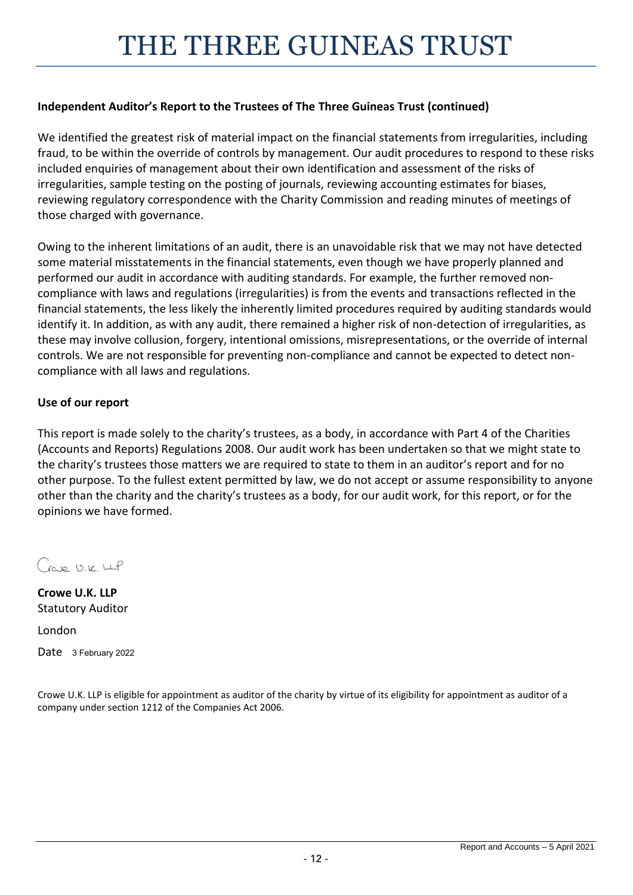**Independent Auditor's Report to the Trustees of The Three Guineas Trust (continued)**

We identified the greatest risk of material impact on the financial statements from irregularities, including fraud, to be within the override of controls by management. Our audit procedures to respond to these risks included enquiries of management about their own identification and assessment of the risks of irregularities, sample testing on the posting of journals, reviewing accounting estimates for biases, reviewing regulatory correspondence with the Charity Commission and reading minutes of meetings of those charged with governance.

Owing to the inherent limitations of an audit, there is an unavoidable risk that we may not have detected some material misstatements in the financial statements, even though we have properly planned and performed our audit in accordance with auditing standards. For example, the further removed non-compliance with laws and regulations (irregularities) is from the events and transactions reflected in the financial statements, the less likely the inherently limited procedures required by auditing standards would identify it. In addition, as with any audit, there remained a higher risk of non-detection of irregularities, as these may involve collusion, forgery, intentional omissions, misrepresentations, or the override of internal controls. We are not responsible for preventing non-compliance and cannot be expected to detect non-compliance with all laws and regulations.

**Use of our report**

This report is made solely to the charity's trustees, as a body, in accordance with Part 4 of the Charities (Accounts and Reports) Regulations 2008. Our audit work has been undertaken so that we might state to the charity's trustees those matters we are required to state to them in an auditor's report and for no other purpose. To the fullest extent permitted by law, we do not accept or assume responsibility to anyone other than the charity and the charity's trustees as a body, for our audit work, for this report, or for the opinions we have formed.

Crowe U.K. LLP

**Crowe U.K. LLP**
Statutory Auditor

London

Date 3 February 2022

Crowe U.K. LLP is eligible for appointment as auditor of the charity by virtue of its eligibility for appointment as auditor of a company under section 1212 of the Companies Act 2006.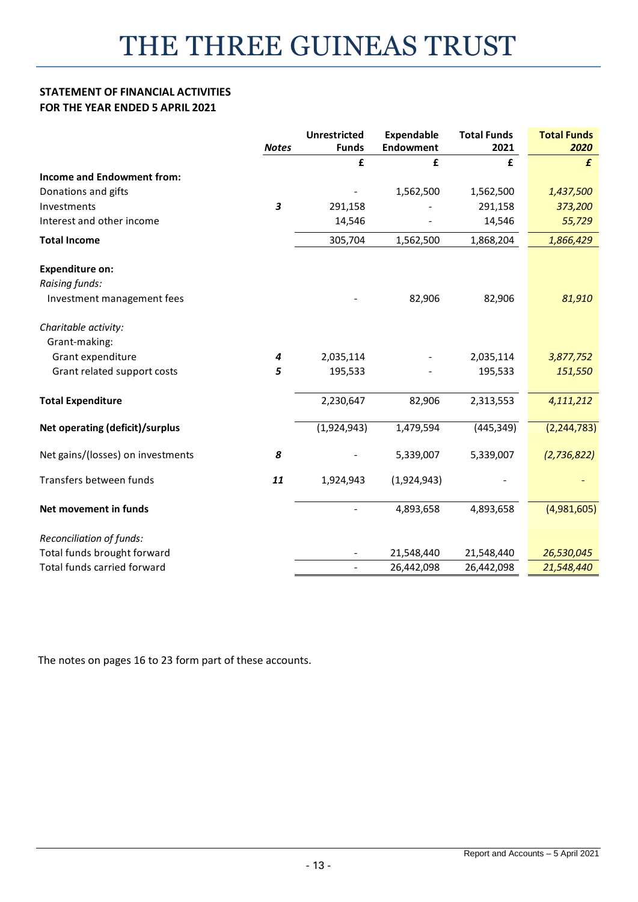# THE THREE GUINEAS TRUST

**STATEMENT OF FINANCIAL ACTIVITIES**
**FOR THE YEAR ENDED 5 APRIL 2021**

| | *Notes* | Unrestricted Funds | Expendable Endowment | Total Funds 2021 | Total Funds *2020* |
|---|---|---|---|---|---|
| | | £ | £ | £ | *£* |
| **Income and Endowment from:** | | | | | |
| Donations and gifts | | - | 1,562,500 | 1,562,500 | *1,437,500* |
| Investments | *3* | 291,158 | - | 291,158 | *373,200* |
| Interest and other income | | 14,546 | - | 14,546 | *55,729* |
| **Total Income** | | 305,704 | 1,562,500 | 1,868,204 | *1,866,429* |
| | | | | | |
| **Expenditure on:** | | | | | |
| *Raising funds:* | | | | | |
| Investment management fees | | - | 82,906 | 82,906 | *81,910* |
| | | | | | |
| *Charitable activity:* | | | | | |
| Grant-making: | | | | | |
| Grant expenditure | *4* | 2,035,114 | - | 2,035,114 | *3,877,752* |
| Grant related support costs | *5* | 195,533 | - | 195,533 | *151,550* |
| | | | | | |
| **Total Expenditure** | | 2,230,647 | 82,906 | 2,313,553 | *4,111,212* |
| | | | | | |
| **Net operating (deficit)/surplus** | | (1,924,943) | 1,479,594 | (445,349) | (2,244,783) |
| | | | | | |
| Net gains/(losses) on investments | *8* | - | 5,339,007 | 5,339,007 | *(2,736,822)* |
| | | | | | |
| Transfers between funds | *11* | 1,924,943 | (1,924,943) | - | - |
| | | | | | |
| **Net movement in funds** | | - | 4,893,658 | 4,893,658 | (4,981,605) |
| | | | | | |
| *Reconciliation of funds:* | | | | | |
| Total funds brought forward | | - | 21,548,440 | 21,548,440 | *26,530,045* |
| Total funds carried forward | | - | 26,442,098 | 26,442,098 | *21,548,440* |

The notes on pages 16 to 23 form part of these accounts.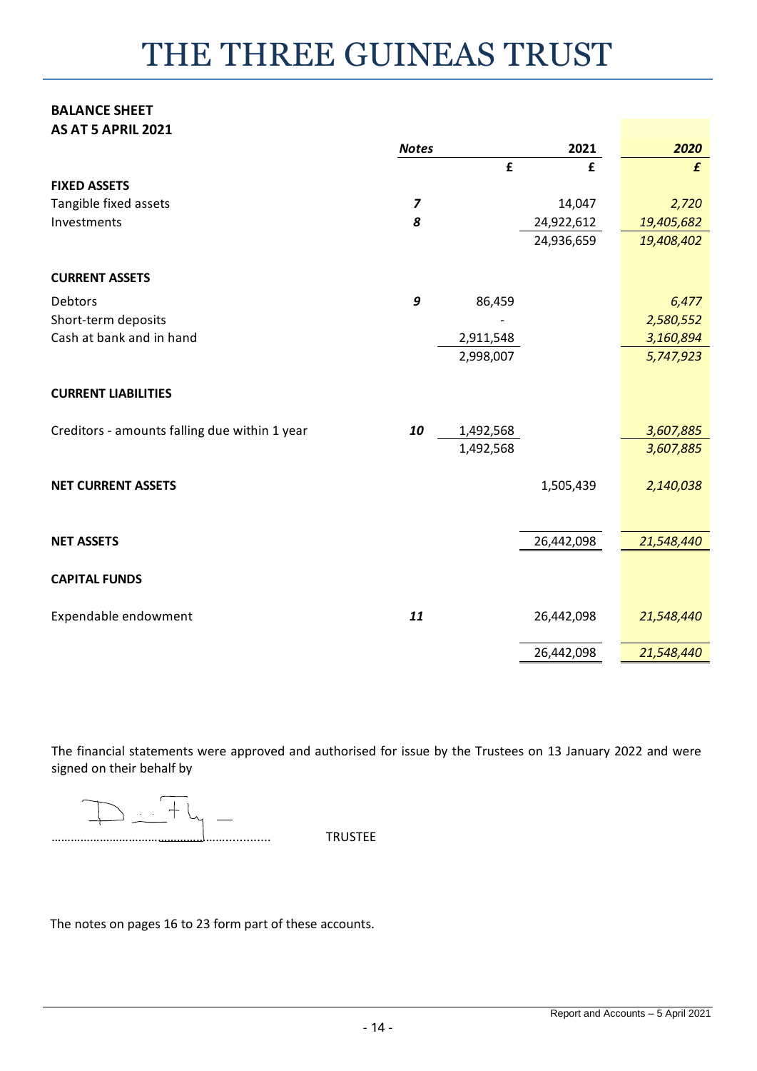# THE THREE GUINEAS TRUST

**BALANCE SHEET**
**AS AT 5 APRIL 2021**

| | *Notes* | | 2021 | *2020* |
|---|---|---|---|---|
| | | £ | £ | *£* |
| **FIXED ASSETS** | | | | |
| Tangible fixed assets | *7* | | 14,047 | *2,720* |
| Investments | *8* | | 24,922,612 | *19,405,682* |
| | | | 24,936,659 | *19,408,402* |
| **CURRENT ASSETS** | | | | |
| Debtors | *9* | 86,459 | | *6,477* |
| Short-term deposits | | - | | *2,580,552* |
| Cash at bank and in hand | | 2,911,548 | | *3,160,894* |
| | | 2,998,007 | | *5,747,923* |
| **CURRENT LIABILITIES** | | | | |
| Creditors - amounts falling due within 1 year | *10* | 1,492,568 | | *3,607,885* |
| | | 1,492,568 | | *3,607,885* |
| **NET CURRENT ASSETS** | | | 1,505,439 | *2,140,038* |
| **NET ASSETS** | | | 26,442,098 | *21,548,440* |
| **CAPITAL FUNDS** | | | | |
| Expendable endowment | *11* | | 26,442,098 | *21,548,440* |
| | | | 26,442,098 | *21,548,440* |

The financial statements were approved and authorised for issue by the Trustees on 13 January 2022 and were signed on their behalf by

........................................................ TRUSTEE

The notes on pages 16 to 23 form part of these accounts.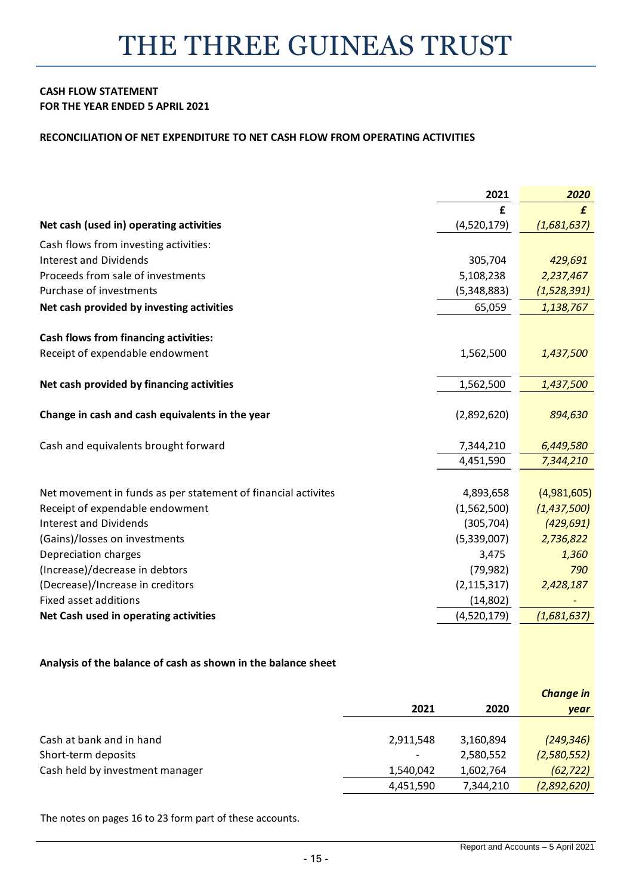# THE THREE GUINEAS TRUST

**CASH FLOW STATEMENT**
**FOR THE YEAR ENDED 5 APRIL 2021**

**RECONCILIATION OF NET EXPENDITURE TO NET CASH FLOW FROM OPERATING ACTIVITIES**

| | 2021 | *2020* |
|---|---|---|
| | £ | *£* |
| **Net cash (used in) operating activities** | (4,520,179) | *(1,681,637)* |
| Cash flows from investing activities: | | |
| Interest and Dividends | 305,704 | *429,691* |
| Proceeds from sale of investments | 5,108,238 | *2,237,467* |
| Purchase of investments | (5,348,883) | *(1,528,391)* |
| **Net cash provided by investing activities** | 65,059 | *1,138,767* |
| **Cash flows from financing activities:** | | |
| Receipt of expendable endowment | 1,562,500 | *1,437,500* |
| **Net cash provided by financing activities** | 1,562,500 | *1,437,500* |
| **Change in cash and cash equivalents in the year** | (2,892,620) | *894,630* |
| Cash and equivalents brought forward | 7,344,210 | *6,449,580* |
| | 4,451,590 | *7,344,210* |
| Net movement in funds as per statement of financial activites | 4,893,658 | (4,981,605) |
| Receipt of expendable endowment | (1,562,500) | *(1,437,500)* |
| Interest and Dividends | (305,704) | *(429,691)* |
| (Gains)/losses on investments | (5,339,007) | *2,736,822* |
| Depreciation charges | 3,475 | *1,360* |
| (Increase)/decrease in debtors | (79,982) | *790* |
| (Decrease)/Increase in creditors | (2,115,317) | *2,428,187* |
| Fixed asset additions | (14,802) | *-* |
| **Net Cash used in operating activities** | (4,520,179) | *(1,681,637)* |

**Analysis of the balance of cash as shown in the balance sheet**

| | 2021 | 2020 | ***Change in year*** |
|---|---|---|---|
| Cash at bank and in hand | 2,911,548 | 3,160,894 | *(249,346)* |
| Short-term deposits | - | 2,580,552 | *(2,580,552)* |
| Cash held by investment manager | 1,540,042 | 1,602,764 | *(62,722)* |
| | 4,451,590 | 7,344,210 | *(2,892,620)* |

The notes on pages 16 to 23 form part of these accounts.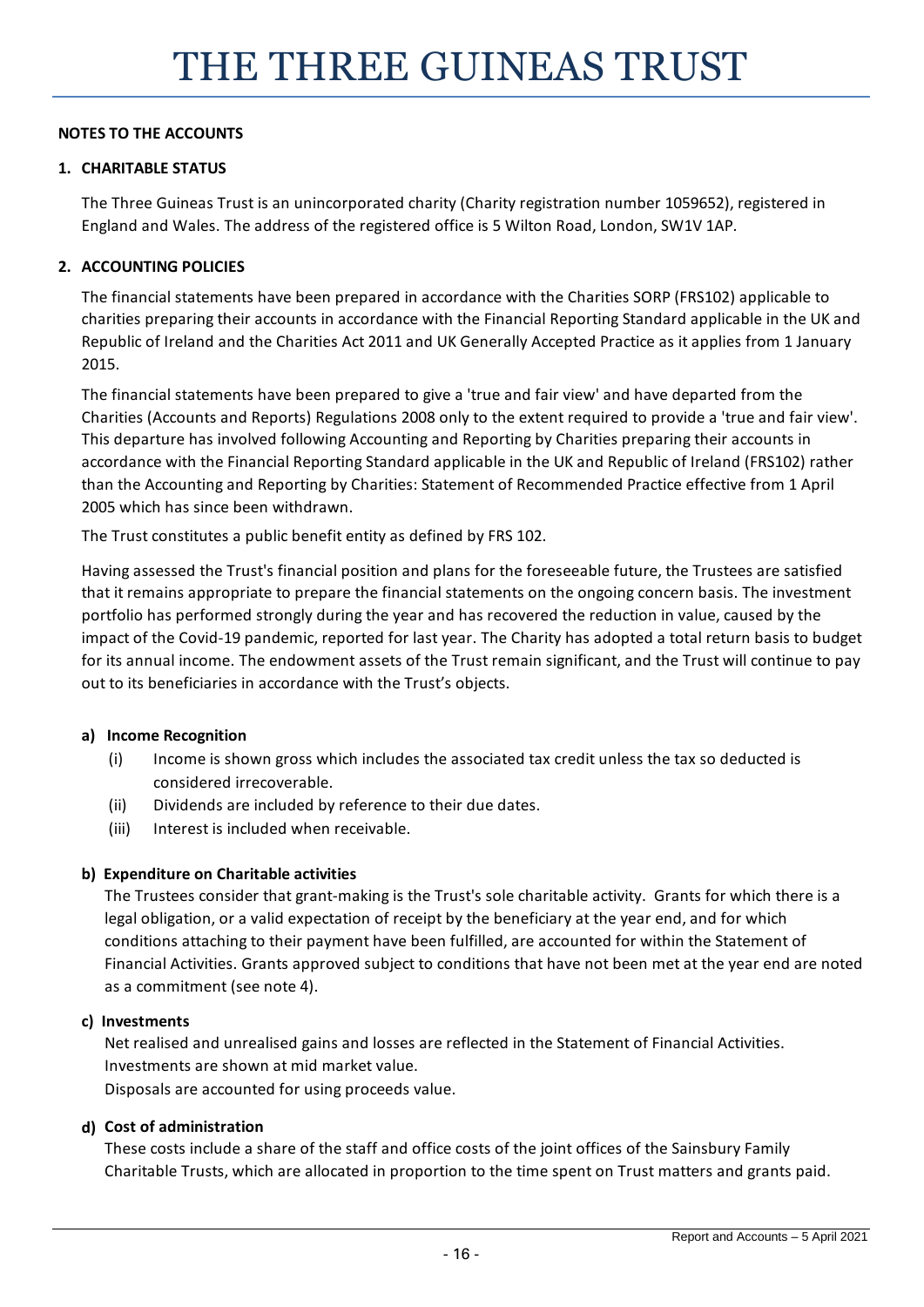# THE THREE GUINEAS TRUST

**NOTES TO THE ACCOUNTS**

## 1. CHARITABLE STATUS

The Three Guineas Trust is an unincorporated charity (Charity registration number 1059652), registered in England and Wales. The address of the registered office is 5 Wilton Road, London, SW1V 1AP.

## 2. ACCOUNTING POLICIES

The financial statements have been prepared in accordance with the Charities SORP (FRS102) applicable to charities preparing their accounts in accordance with the Financial Reporting Standard applicable in the UK and Republic of Ireland and the Charities Act 2011 and UK Generally Accepted Practice as it applies from 1 January 2015.

The financial statements have been prepared to give a 'true and fair view' and have departed from the Charities (Accounts and Reports) Regulations 2008 only to the extent required to provide a 'true and fair view'. This departure has involved following Accounting and Reporting by Charities preparing their accounts in accordance with the Financial Reporting Standard applicable in the UK and Republic of Ireland (FRS102) rather than the Accounting and Reporting by Charities: Statement of Recommended Practice effective from 1 April 2005 which has since been withdrawn.

The Trust constitutes a public benefit entity as defined by FRS 102.

Having assessed the Trust's financial position and plans for the foreseeable future, the Trustees are satisfied that it remains appropriate to prepare the financial statements on the ongoing concern basis. The investment portfolio has performed strongly during the year and has recovered the reduction in value, caused by the impact of the Covid-19 pandemic, reported for last year. The Charity has adopted a total return basis to budget for its annual income. The endowment assets of the Trust remain significant, and the Trust will continue to pay out to its beneficiaries in accordance with the Trust's objects.

### a) Income Recognition

(i) Income is shown gross which includes the associated tax credit unless the tax so deducted is considered irrecoverable.

(ii) Dividends are included by reference to their due dates.

(iii) Interest is included when receivable.

### b) Expenditure on Charitable activities

The Trustees consider that grant-making is the Trust's sole charitable activity. Grants for which there is a legal obligation, or a valid expectation of receipt by the beneficiary at the year end, and for which conditions attaching to their payment have been fulfilled, are accounted for within the Statement of Financial Activities. Grants approved subject to conditions that have not been met at the year end are noted as a commitment (see note 4).

### c) Investments

Net realised and unrealised gains and losses are reflected in the Statement of Financial Activities.
Investments are shown at mid market value.
Disposals are accounted for using proceeds value.

### d) Cost of administration

These costs include a share of the staff and office costs of the joint offices of the Sainsbury Family Charitable Trusts, which are allocated in proportion to the time spent on Trust matters and grants paid.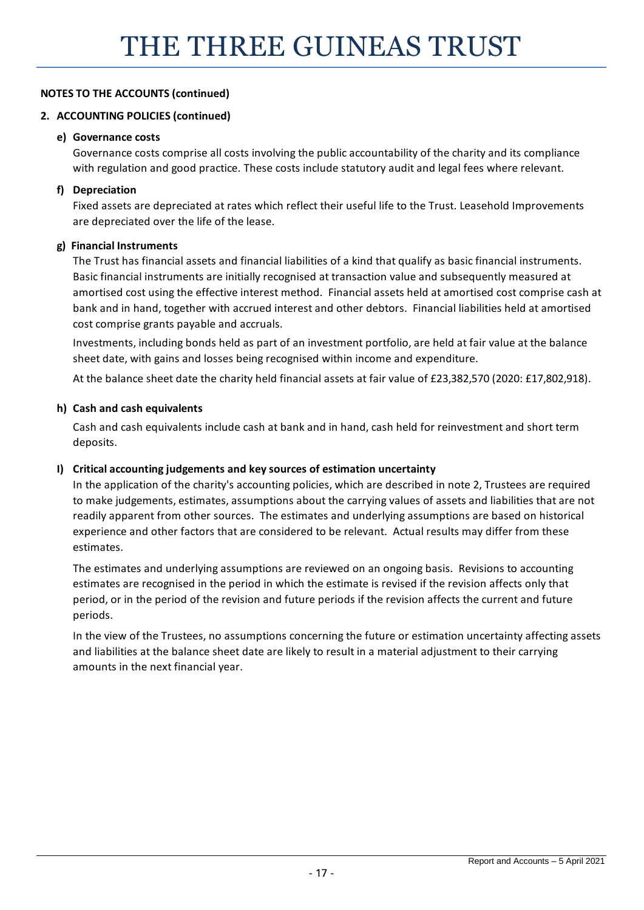**NOTES TO THE ACCOUNTS (continued)**

**2. ACCOUNTING POLICIES (continued)**

**e) Governance costs**

Governance costs comprise all costs involving the public accountability of the charity and its compliance with regulation and good practice. These costs include statutory audit and legal fees where relevant.

**f) Depreciation**

Fixed assets are depreciated at rates which reflect their useful life to the Trust. Leasehold Improvements are depreciated over the life of the lease.

**g) Financial Instruments**

The Trust has financial assets and financial liabilities of a kind that qualify as basic financial instruments. Basic financial instruments are initially recognised at transaction value and subsequently measured at amortised cost using the effective interest method. Financial assets held at amortised cost comprise cash at bank and in hand, together with accrued interest and other debtors. Financial liabilities held at amortised cost comprise grants payable and accruals.

Investments, including bonds held as part of an investment portfolio, are held at fair value at the balance sheet date, with gains and losses being recognised within income and expenditure.

At the balance sheet date the charity held financial assets at fair value of £23,382,570 (2020: £17,802,918).

**h) Cash and cash equivalents**

Cash and cash equivalents include cash at bank and in hand, cash held for reinvestment and short term deposits.

**I) Critical accounting judgements and key sources of estimation uncertainty**

In the application of the charity's accounting policies, which are described in note 2, Trustees are required to make judgements, estimates, assumptions about the carrying values of assets and liabilities that are not readily apparent from other sources. The estimates and underlying assumptions are based on historical experience and other factors that are considered to be relevant. Actual results may differ from these estimates.

The estimates and underlying assumptions are reviewed on an ongoing basis. Revisions to accounting estimates are recognised in the period in which the estimate is revised if the revision affects only that period, or in the period of the revision and future periods if the revision affects the current and future periods.

In the view of the Trustees, no assumptions concerning the future or estimation uncertainty affecting assets and liabilities at the balance sheet date are likely to result in a material adjustment to their carrying amounts in the next financial year.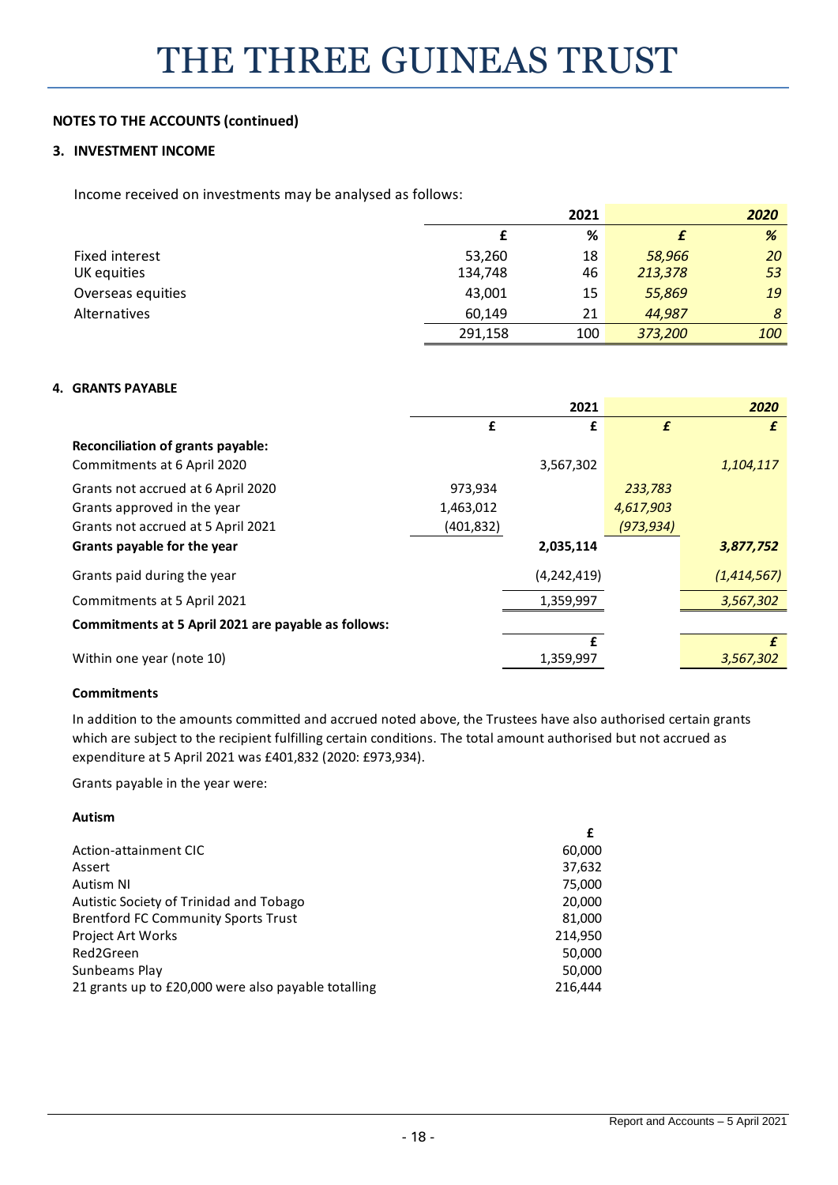# THE THREE GUINEAS TRUST

**NOTES TO THE ACCOUNTS (continued)**

## 3. INVESTMENT INCOME

Income received on investments may be analysed as follows:

| | 2021 | | *2020* | |
|---|---|---|---|---|
| | £ | % | *£* | *%* |
| Fixed interest | 53,260 | 18 | *58,966* | *20* |
| UK equities | 134,748 | 46 | *213,378* | *53* |
| Overseas equities | 43,001 | 15 | *55,869* | *19* |
| Alternatives | 60,149 | 21 | *44,987* | *8* |
| | 291,158 | 100 | *373,200* | *100* |

## 4. GRANTS PAYABLE

| | | 2021 | | *2020* |
|---|---|---|---|---|
| | £ | £ | *£* | *£* |
| **Reconciliation of grants payable:** | | | | |
| Commitments at 6 April 2020 | | 3,567,302 | | *1,104,117* |
| Grants not accrued at 6 April 2020 | 973,934 | | *233,783* | |
| Grants approved in the year | 1,463,012 | | *4,617,903* | |
| Grants not accrued at 5 April 2021 | (401,832) | | *(973,934)* | |
| **Grants payable for the year** | | **2,035,114** | | ***3,877,752*** |
| Grants paid during the year | | (4,242,419) | | *(1,414,567)* |
| Commitments at 5 April 2021 | | 1,359,997 | | *3,567,302* |
| **Commitments at 5 April 2021 are payable as follows:** | | | | |
| | | £ | | *£* |
| Within one year (note 10) | | 1,359,997 | | *3,567,302* |

**Commitments**

In addition to the amounts committed and accrued noted above, the Trustees have also authorised certain grants which are subject to the recipient fulfilling certain conditions. The total amount authorised but not accrued as expenditure at 5 April 2021 was £401,832 (2020: £973,934).

Grants payable in the year were:

**Autism**

| | £ |
|---|---|
| Action-attainment CIC | 60,000 |
| Assert | 37,632 |
| Autism NI | 75,000 |
| Autistic Society of Trinidad and Tobago | 20,000 |
| Brentford FC Community Sports Trust | 81,000 |
| Project Art Works | 214,950 |
| Red2Green | 50,000 |
| Sunbeams Play | 50,000 |
| 21 grants up to £20,000 were also payable totalling | 216,444 |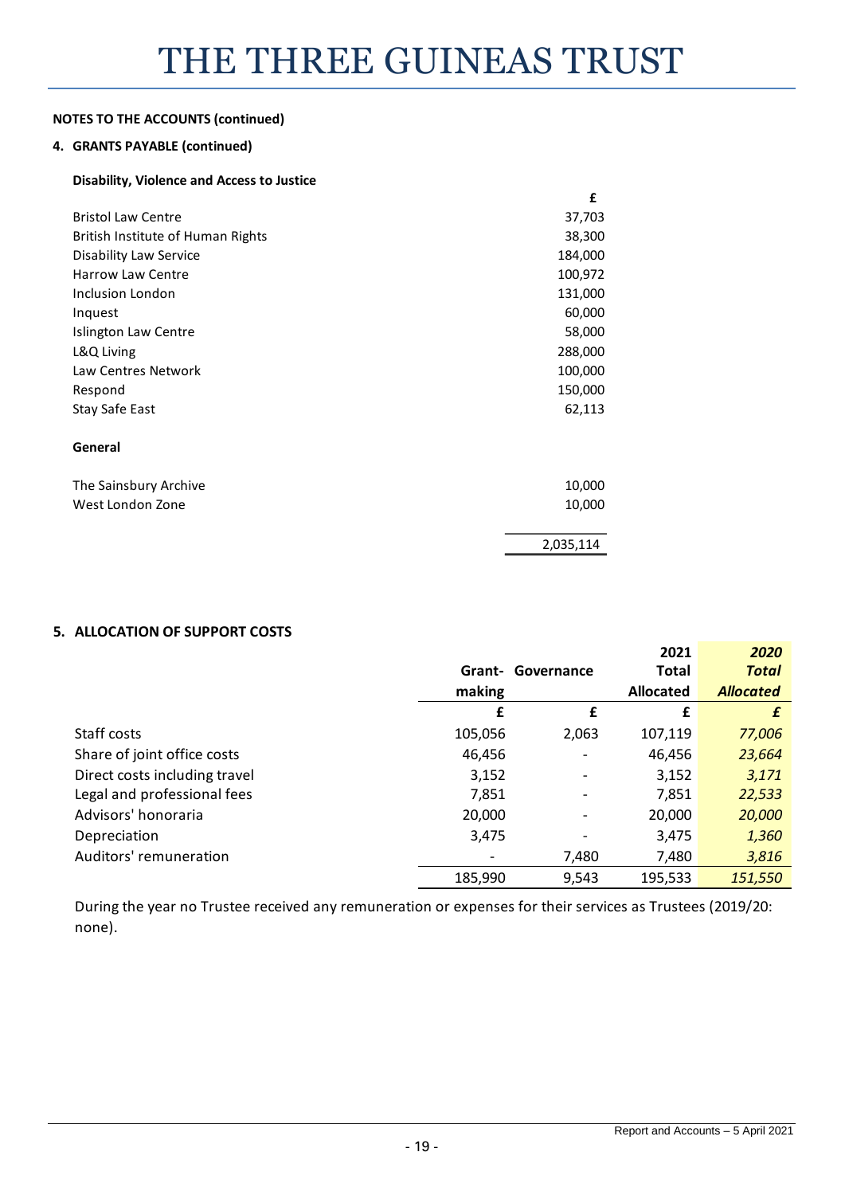**NOTES TO THE ACCOUNTS (continued)**

**4. GRANTS PAYABLE (continued)**

**Disability, Violence and Access to Justice**

| | £ |
|---|---|
| Bristol Law Centre | 37,703 |
| British Institute of Human Rights | 38,300 |
| Disability Law Service | 184,000 |
| Harrow Law Centre | 100,972 |
| Inclusion London | 131,000 |
| Inquest | 60,000 |
| Islington Law Centre | 58,000 |
| L&Q Living | 288,000 |
| Law Centres Network | 100,000 |
| Respond | 150,000 |
| Stay Safe East | 62,113 |
| **General** | |
| The Sainsbury Archive | 10,000 |
| West London Zone | 10,000 |
| | 2,035,114 |

**5. ALLOCATION OF SUPPORT COSTS**

| | Grant-making | Governance | 2021 Total Allocated | *2020 Total Allocated* |
|---|---|---|---|---|
| | £ | £ | £ | *£* |
| Staff costs | 105,056 | 2,063 | 107,119 | *77,006* |
| Share of joint office costs | 46,456 | - | 46,456 | *23,664* |
| Direct costs including travel | 3,152 | - | 3,152 | *3,171* |
| Legal and professional fees | 7,851 | - | 7,851 | *22,533* |
| Advisors' honoraria | 20,000 | - | 20,000 | *20,000* |
| Depreciation | 3,475 | - | 3,475 | *1,360* |
| Auditors' remuneration | - | 7,480 | 7,480 | *3,816* |
| | 185,990 | 9,543 | 195,533 | *151,550* |

During the year no Trustee received any remuneration or expenses for their services as Trustees (2019/20: none).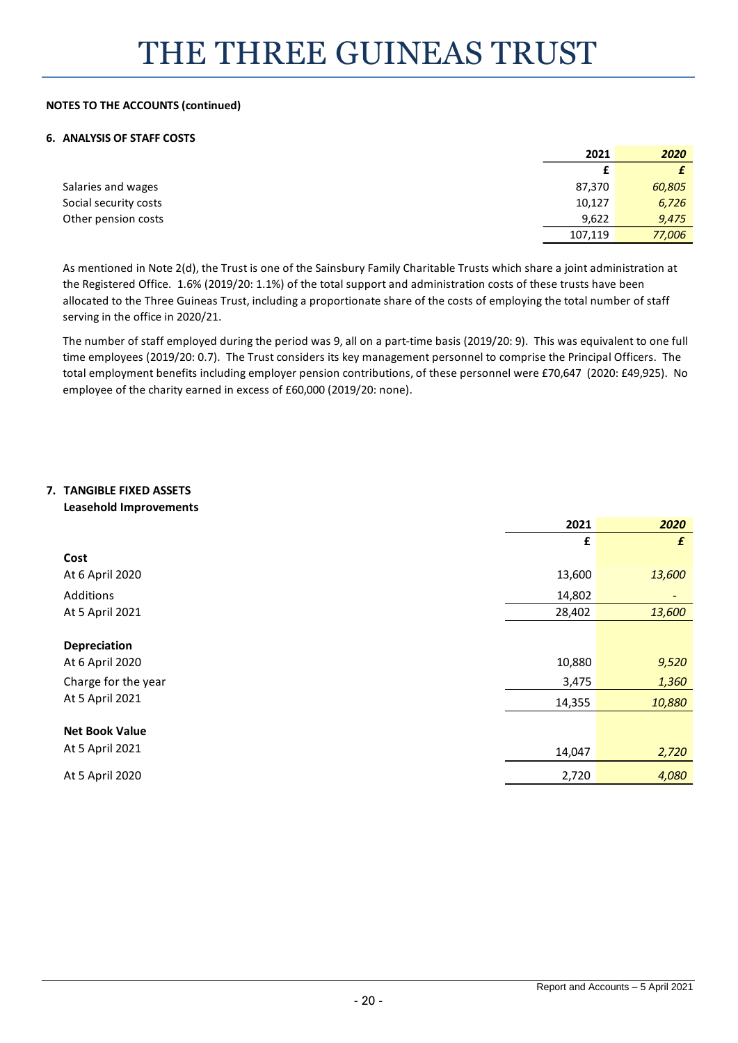# THE THREE GUINEAS TRUST

**NOTES TO THE ACCOUNTS (continued)**

**6. ANALYSIS OF STAFF COSTS**

| | 2021 | *2020* |
|---|---|---|
| | £ | *£* |
| Salaries and wages | 87,370 | *60,805* |
| Social security costs | 10,127 | *6,726* |
| Other pension costs | 9,622 | *9,475* |
| | 107,119 | *77,006* |

As mentioned in Note 2(d), the Trust is one of the Sainsbury Family Charitable Trusts which share a joint administration at the Registered Office. 1.6% (2019/20: 1.1%) of the total support and administration costs of these trusts have been allocated to the Three Guineas Trust, including a proportionate share of the costs of employing the total number of staff serving in the office in 2020/21.

The number of staff employed during the period was 9, all on a part-time basis (2019/20: 9). This was equivalent to one full time employees (2019/20: 0.7). The Trust considers its key management personnel to comprise the Principal Officers. The total employment benefits including employer pension contributions, of these personnel were £70,647 (2020: £49,925). No employee of the charity earned in excess of £60,000 (2019/20: none).

**7. TANGIBLE FIXED ASSETS**
**Leasehold Improvements**

| | 2021 | *2020* |
|---|---|---|
| | £ | *£* |
| **Cost** | | |
| At 6 April 2020 | 13,600 | *13,600* |
| Additions | 14,802 | *-* |
| At 5 April 2021 | 28,402 | *13,600* |
| **Depreciation** | | |
| At 6 April 2020 | 10,880 | *9,520* |
| Charge for the year | 3,475 | *1,360* |
| At 5 April 2021 | 14,355 | *10,880* |
| **Net Book Value** | | |
| At 5 April 2021 | 14,047 | *2,720* |
| At 5 April 2020 | 2,720 | *4,080* |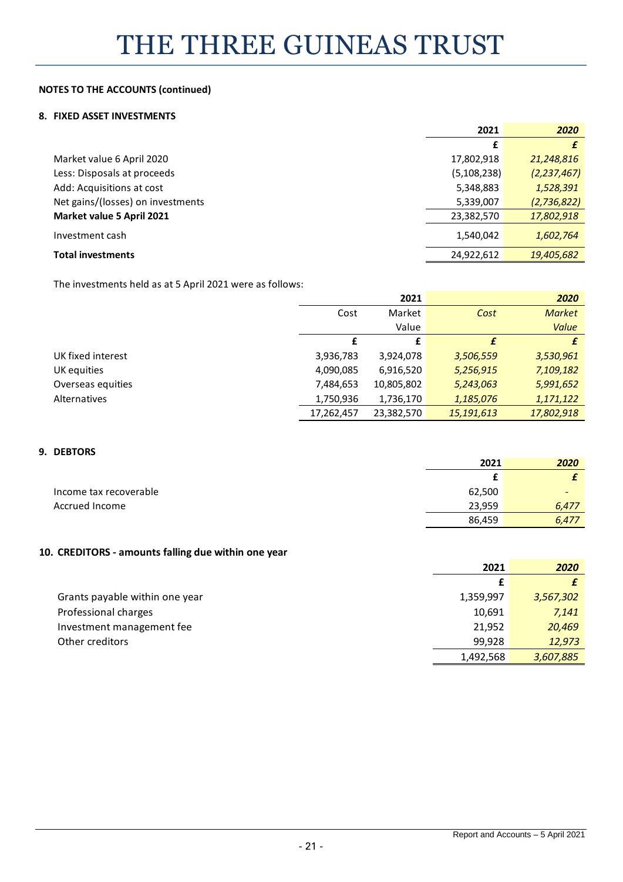**NOTES TO THE ACCOUNTS (continued)**

### 8. FIXED ASSET INVESTMENTS

| | 2021 | *2020* |
|---|---|---|
| | £ | *£* |
| Market value 6 April 2020 | 17,802,918 | *21,248,816* |
| Less: Disposals at proceeds | (5,108,238) | *(2,237,467)* |
| Add: Acquisitions at cost | 5,348,883 | *1,528,391* |
| Net gains/(losses) on investments | 5,339,007 | *(2,736,822)* |
| **Market value 5 April 2021** | 23,382,570 | *17,802,918* |
| Investment cash | 1,540,042 | *1,602,764* |
| **Total investments** | 24,922,612 | *19,405,682* |

The investments held as at 5 April 2021 were as follows:

| | 2021 | | *2020* | |
|---|---|---|---|---|
| | Cost | Market Value | *Cost* | *Market Value* |
| | £ | £ | *£* | *£* |
| UK fixed interest | 3,936,783 | 3,924,078 | *3,506,559* | *3,530,961* |
| UK equities | 4,090,085 | 6,916,520 | *5,256,915* | *7,109,182* |
| Overseas equities | 7,484,653 | 10,805,802 | *5,243,063* | *5,991,652* |
| Alternatives | 1,750,936 | 1,736,170 | *1,185,076* | *1,171,122* |
| | 17,262,457 | 23,382,570 | *15,191,613* | *17,802,918* |

### 9. DEBTORS

| | 2021 | *2020* |
|---|---|---|
| | £ | *£* |
| Income tax recoverable | 62,500 | *-* |
| Accrued Income | 23,959 | *6,477* |
| | 86,459 | *6,477* |

### 10. CREDITORS - amounts falling due within one year

| | 2021 | *2020* |
|---|---|---|
| | £ | *£* |
| Grants payable within one year | 1,359,997 | *3,567,302* |
| Professional charges | 10,691 | *7,141* |
| Investment management fee | 21,952 | *20,469* |
| Other creditors | 99,928 | *12,973* |
| | 1,492,568 | *3,607,885* |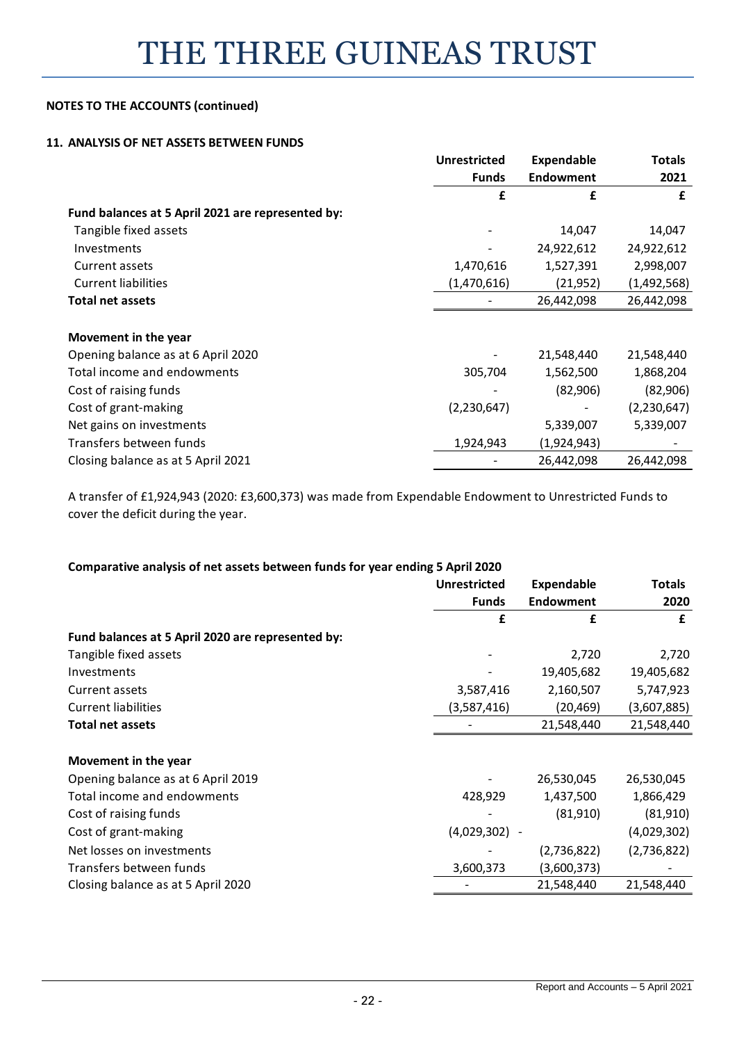**NOTES TO THE ACCOUNTS (continued)**

**11. ANALYSIS OF NET ASSETS BETWEEN FUNDS**

| | Unrestricted Funds | Expendable Endowment | Totals 2021 |
|---|---|---|---|
| | £ | £ | £ |
| **Fund balances at 5 April 2021 are represented by:** | | | |
| Tangible fixed assets | - | 14,047 | 14,047 |
| Investments | - | 24,922,612 | 24,922,612 |
| Current assets | 1,470,616 | 1,527,391 | 2,998,007 |
| Current liabilities | (1,470,616) | (21,952) | (1,492,568) |
| **Total net assets** | - | 26,442,098 | 26,442,098 |
| | | | |
| **Movement in the year** | | | |
| Opening balance as at 6 April 2020 | - | 21,548,440 | 21,548,440 |
| Total income and endowments | 305,704 | 1,562,500 | 1,868,204 |
| Cost of raising funds | - | (82,906) | (82,906) |
| Cost of grant-making | (2,230,647) | - | (2,230,647) |
| Net gains on investments | | 5,339,007 | 5,339,007 |
| Transfers between funds | 1,924,943 | (1,924,943) | - |
| Closing balance as at 5 April 2021 | - | 26,442,098 | 26,442,098 |

A transfer of £1,924,943 (2020: £3,600,373) was made from Expendable Endowment to Unrestricted Funds to cover the deficit during the year.

**Comparative analysis of net assets between funds for year ending 5 April 2020**

| | Unrestricted Funds | Expendable Endowment | Totals 2020 |
|---|---|---|---|
| | £ | £ | £ |
| **Fund balances at 5 April 2020 are represented by:** | | | |
| Tangible fixed assets | - | 2,720 | 2,720 |
| Investments | - | 19,405,682 | 19,405,682 |
| Current assets | 3,587,416 | 2,160,507 | 5,747,923 |
| Current liabilities | (3,587,416) | (20,469) | (3,607,885) |
| **Total net assets** | - | 21,548,440 | 21,548,440 |
| | | | |
| **Movement in the year** | | | |
| Opening balance as at 6 April 2019 | - | 26,530,045 | 26,530,045 |
| Total income and endowments | 428,929 | 1,437,500 | 1,866,429 |
| Cost of raising funds | - | (81,910) | (81,910) |
| Cost of grant-making | (4,029,302) | - | (4,029,302) |
| Net losses on investments | - | (2,736,822) | (2,736,822) |
| Transfers between funds | 3,600,373 | (3,600,373) | - |
| Closing balance as at 5 April 2020 | - | 21,548,440 | 21,548,440 |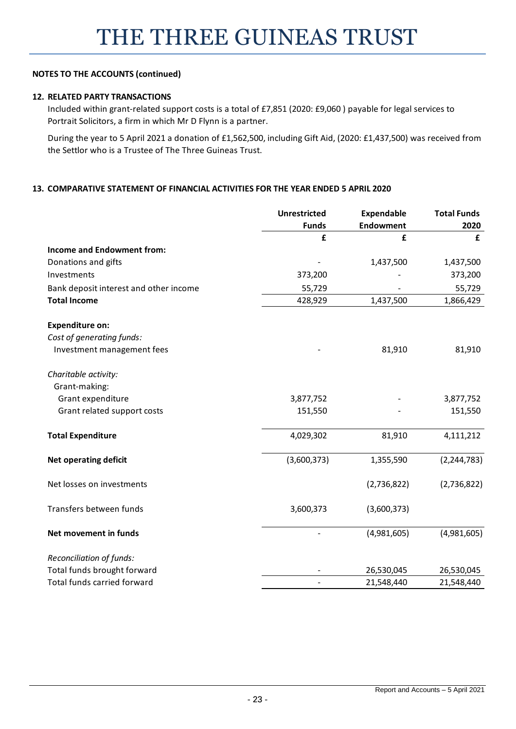**NOTES TO THE ACCOUNTS (continued)**

**12. RELATED PARTY TRANSACTIONS**

Included within grant-related support costs is a total of £7,851 (2020: £9,060 ) payable for legal services to Portrait Solicitors, a firm in which Mr D Flynn is a partner.

During the year to 5 April 2021 a donation of £1,562,500, including Gift Aid, (2020: £1,437,500) was received from the Settlor who is a Trustee of The Three Guineas Trust.

**13. COMPARATIVE STATEMENT OF FINANCIAL ACTIVITIES FOR THE YEAR ENDED 5 APRIL 2020**

| | Unrestricted Funds | Expendable Endowment | Total Funds 2020 |
|---|---|---|---|
| | £ | £ | £ |
| **Income and Endowment from:** | | | |
| Donations and gifts | - | 1,437,500 | 1,437,500 |
| Investments | 373,200 | - | 373,200 |
| Bank deposit interest and other income | 55,729 | - | 55,729 |
| **Total Income** | 428,929 | 1,437,500 | 1,866,429 |
| **Expenditure on:** | | | |
| *Cost of generating funds:* | | | |
| Investment management fees | - | 81,910 | 81,910 |
| *Charitable activity:* | | | |
| Grant-making: | | | |
| Grant expenditure | 3,877,752 | - | 3,877,752 |
| Grant related support costs | 151,550 | - | 151,550 |
| **Total Expenditure** | 4,029,302 | 81,910 | 4,111,212 |
| **Net operating deficit** | (3,600,373) | 1,355,590 | (2,244,783) |
| Net losses on investments | | (2,736,822) | (2,736,822) |
| Transfers between funds | 3,600,373 | (3,600,373) | |
| **Net movement in funds** | - | (4,981,605) | (4,981,605) |
| *Reconciliation of funds:* | | | |
| Total funds brought forward | - | 26,530,045 | 26,530,045 |
| Total funds carried forward | - | 21,548,440 | 21,548,440 |